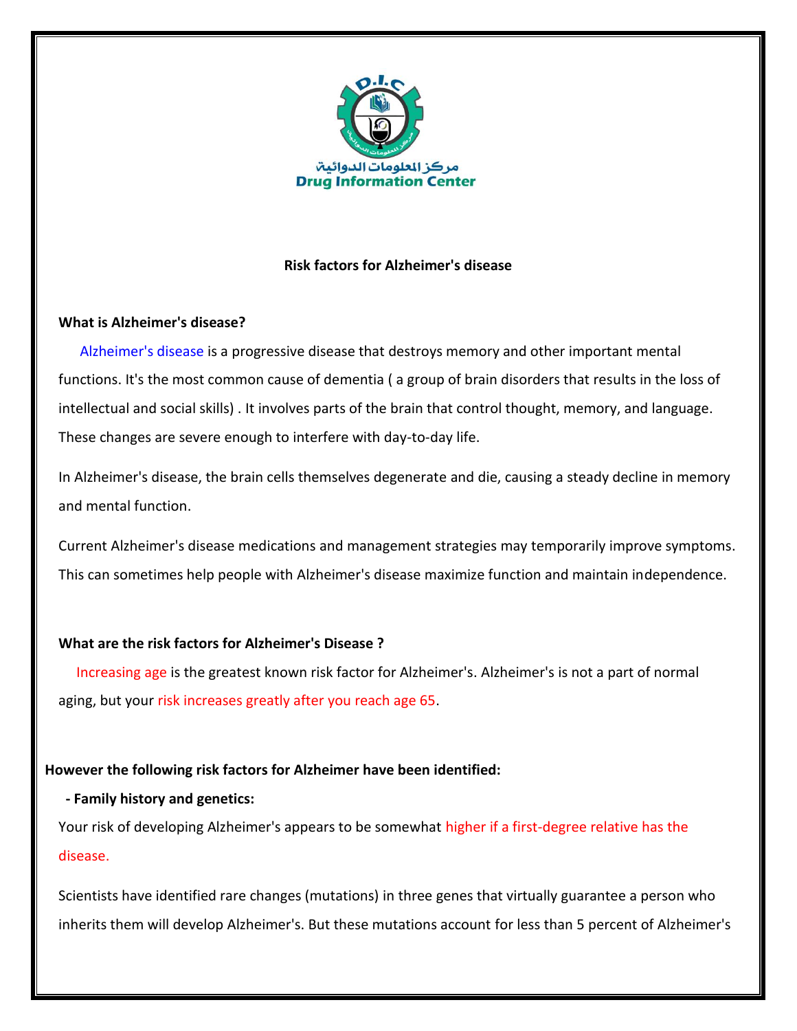مركز المعلومات الدوائية
Drug Information Center

## Risk factors for Alzheimer's disease

### What is Alzheimer's disease?

Alzheimer's disease is a progressive disease that destroys memory and other important mental functions. It's the most common cause of dementia ( a group of brain disorders that results in the loss of intellectual and social skills) . It involves parts of the brain that control thought, memory, and language. These changes are severe enough to interfere with day-to-day life.

In Alzheimer's disease, the brain cells themselves degenerate and die, causing a steady decline in memory and mental function.

Current Alzheimer's disease medications and management strategies may temporarily improve symptoms. This can sometimes help people with Alzheimer's disease maximize function and maintain independence.

### What are the risk factors for Alzheimer's Disease ?

Increasing age is the greatest known risk factor for Alzheimer's. Alzheimer's is not a part of normal aging, but your risk increases greatly after you reach age 65.

### However the following risk factors for Alzheimer have been identified:

**- Family history and genetics:**

Your risk of developing Alzheimer's appears to be somewhat higher if a first-degree relative has the disease.

Scientists have identified rare changes (mutations) in three genes that virtually guarantee a person who inherits them will develop Alzheimer's. But these mutations account for less than 5 percent of Alzheimer's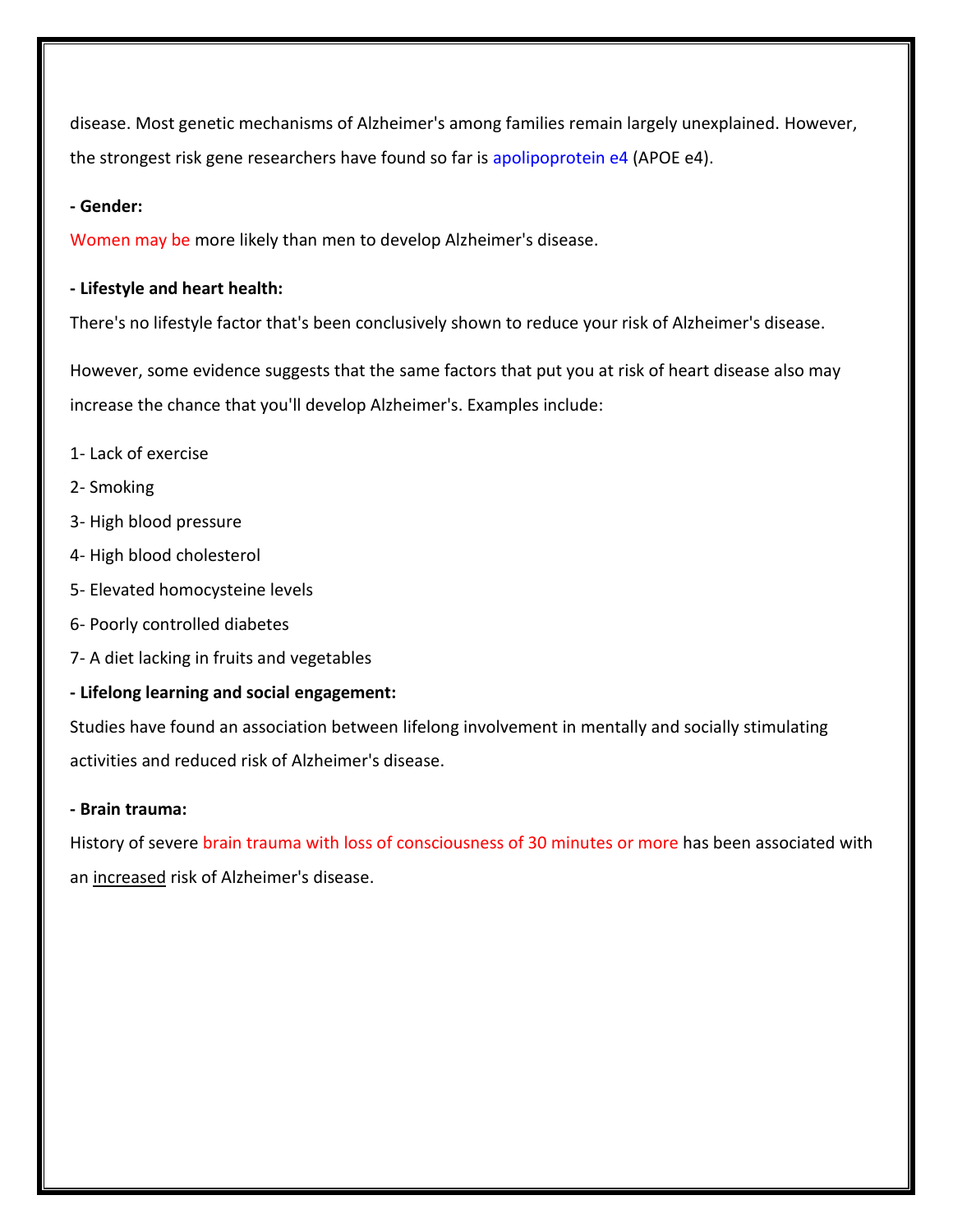disease. Most genetic mechanisms of Alzheimer's among families remain largely unexplained. However, the strongest risk gene researchers have found so far is apolipoprotein e4 (APOE e4).

**- Gender:**

Women may be more likely than men to develop Alzheimer's disease.

**- Lifestyle and heart health:**

There's no lifestyle factor that's been conclusively shown to reduce your risk of Alzheimer's disease.

However, some evidence suggests that the same factors that put you at risk of heart disease also may increase the chance that you'll develop Alzheimer's. Examples include:

1- Lack of exercise

2- Smoking

3- High blood pressure

4- High blood cholesterol

5- Elevated homocysteine levels

6- Poorly controlled diabetes

7- A diet lacking in fruits and vegetables

**- Lifelong learning and social engagement:**

Studies have found an association between lifelong involvement in mentally and socially stimulating activities and reduced risk of Alzheimer's disease.

**- Brain trauma:**

History of severe brain trauma with loss of consciousness of 30 minutes or more has been associated with an <u>increased</u> risk of Alzheimer's disease.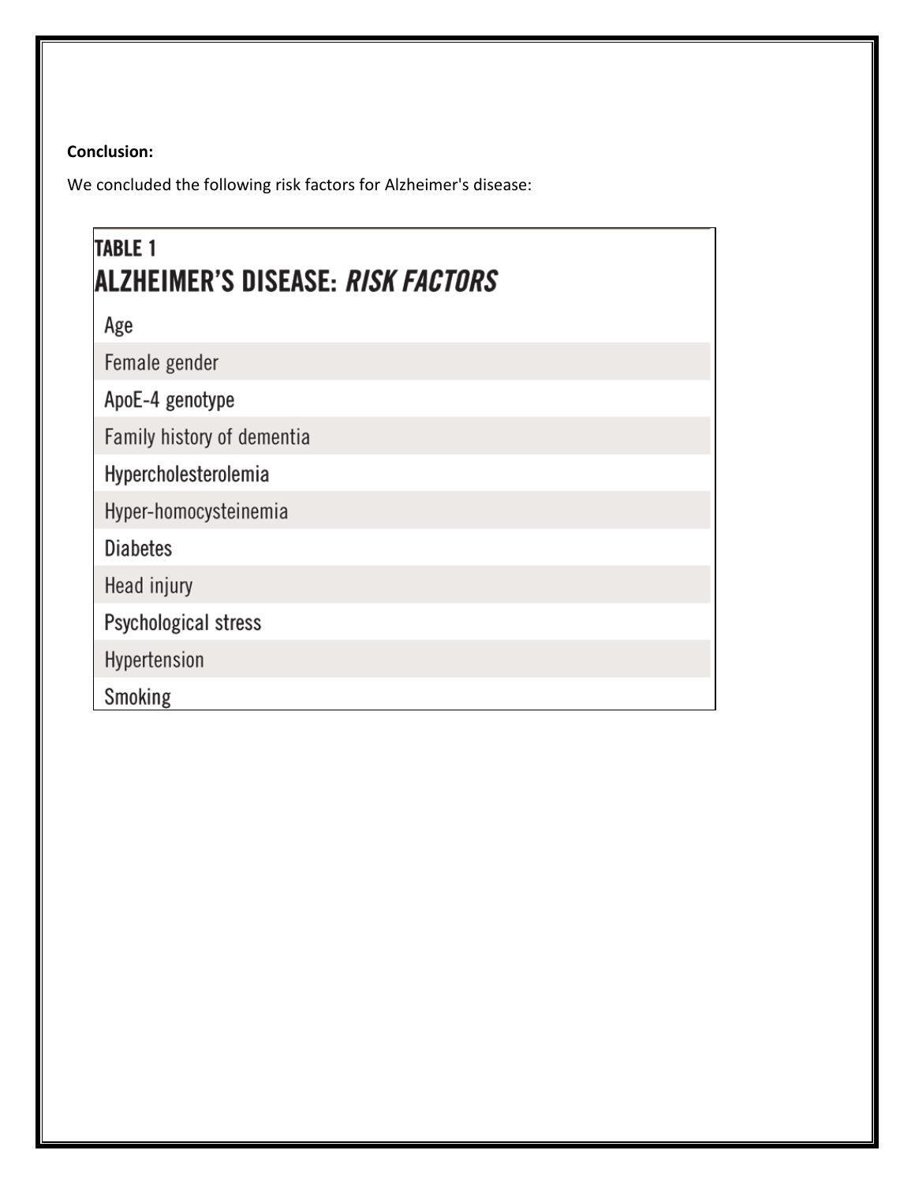**Conclusion:**

We concluded the following risk factors for Alzheimer's disease:

| TABLE 1 ALZHEIMER'S DISEASE: *RISK FACTORS* |
| --- |
| Age |
| Female gender |
| ApoE-4 genotype |
| Family history of dementia |
| Hypercholesterolemia |
| Hyper-homocysteinemia |
| Diabetes |
| Head injury |
| Psychological stress |
| Hypertension |
| Smoking |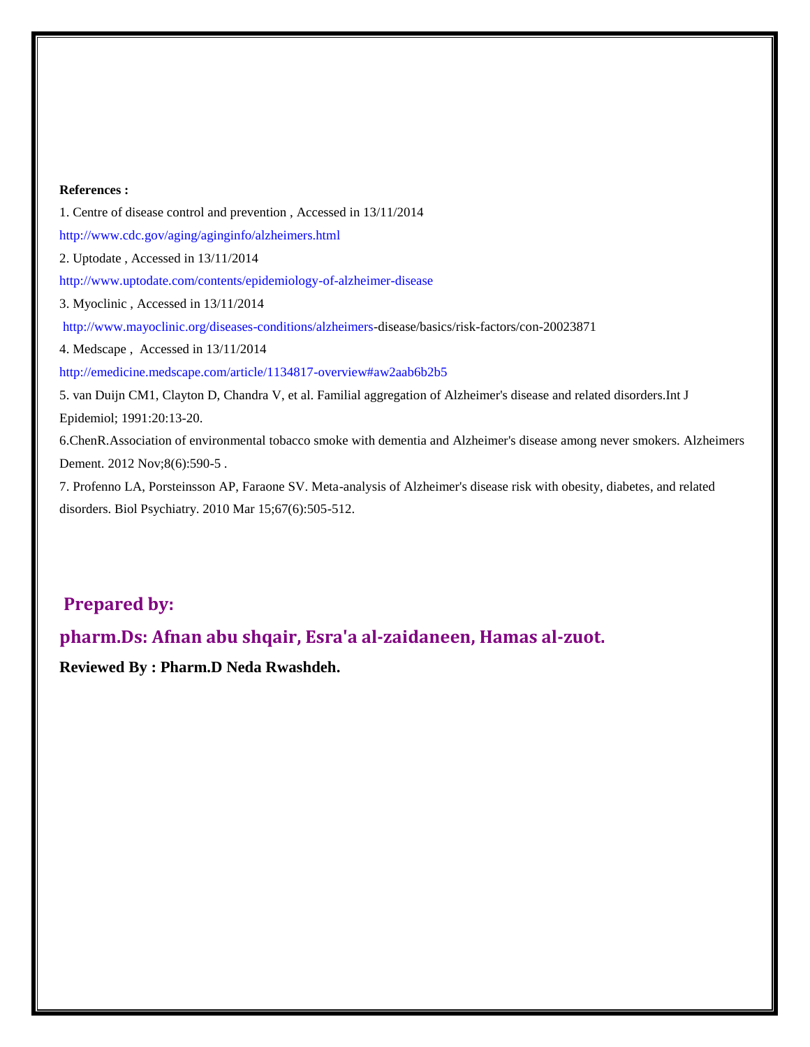**References :**

1. Centre of disease control and prevention , Accessed in 13/11/2014
http://www.cdc.gov/aging/aginginfo/alzheimers.html

2. Uptodate , Accessed in 13/11/2014
http://www.uptodate.com/contents/epidemiology-of-alzheimer-disease

3. Myoclinic , Accessed in 13/11/2014
http://www.mayoclinic.org/diseases-conditions/alzheimers-disease/basics/risk-factors/con-20023871

4. Medscape , Accessed in 13/11/2014
http://emedicine.medscape.com/article/1134817-overview#aw2aab6b2b5

5. van Duijn CM1, Clayton D, Chandra V, et al. Familial aggregation of Alzheimer's disease and related disorders.Int J Epidemiol; 1991:20:13-20.

6.ChenR.Association of environmental tobacco smoke with dementia and Alzheimer's disease among never smokers. Alzheimers Dement. 2012 Nov;8(6):590-5 .

7. Profenno LA, Porsteinsson AP, Faraone SV. Meta-analysis of Alzheimer's disease risk with obesity, diabetes, and related disorders. Biol Psychiatry. 2010 Mar 15;67(6):505-512.

**Prepared by:**

**pharm.Ds: Afnan abu shqair, Esra'a al-zaidaneen, Hamas al-zuot.**

**Reviewed By : Pharm.D Neda Rwashdeh.**